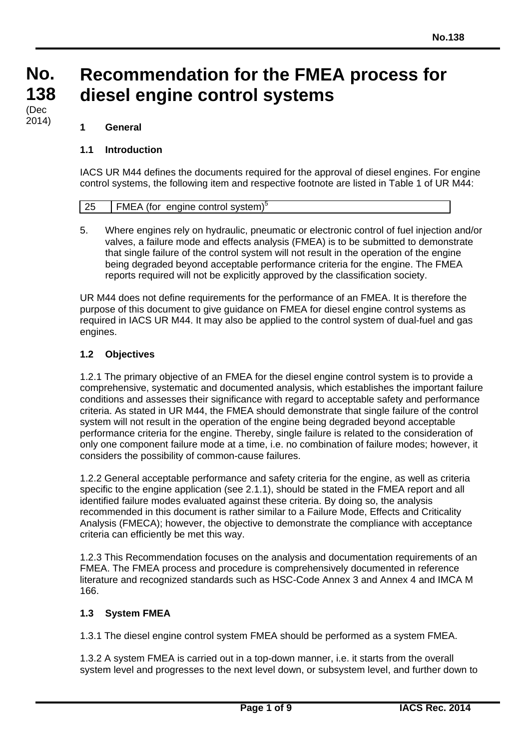# No. 138 (Dec 2014)

# Recommendation for the FMEA process for diesel engine control systems

## 1 General

### 1.1 Introduction

IACS UR M44 defines the documents required for the approval of diesel engines. For engine control systems, the following item and respective footnote are listed in Table 1 of UR M44:

| 25 | FMEA (for engine control system)[5] |
|---|---|

5. Where engines rely on hydraulic, pneumatic or electronic control of fuel injection and/or valves, a failure mode and effects analysis (FMEA) is to be submitted to demonstrate that single failure of the control system will not result in the operation of the engine being degraded beyond acceptable performance criteria for the engine. The FMEA reports required will not be explicitly approved by the classification society.

UR M44 does not define requirements for the performance of an FMEA. It is therefore the purpose of this document to give guidance on FMEA for diesel engine control systems as required in IACS UR M44. It may also be applied to the control system of dual-fuel and gas engines.

### 1.2 Objectives

1.2.1 The primary objective of an FMEA for the diesel engine control system is to provide a comprehensive, systematic and documented analysis, which establishes the important failure conditions and assesses their significance with regard to acceptable safety and performance criteria. As stated in UR M44, the FMEA should demonstrate that single failure of the control system will not result in the operation of the engine being degraded beyond acceptable performance criteria for the engine. Thereby, single failure is related to the consideration of only one component failure mode at a time, i.e. no combination of failure modes; however, it considers the possibility of common-cause failures.

1.2.2 General acceptable performance and safety criteria for the engine, as well as criteria specific to the engine application (see 2.1.1), should be stated in the FMEA report and all identified failure modes evaluated against these criteria. By doing so, the analysis recommended in this document is rather similar to a Failure Mode, Effects and Criticality Analysis (FMECA); however, the objective to demonstrate the compliance with acceptance criteria can efficiently be met this way.

1.2.3 This Recommendation focuses on the analysis and documentation requirements of an FMEA. The FMEA process and procedure is comprehensively documented in reference literature and recognized standards such as HSC-Code Annex 3 and Annex 4 and IMCA M 166.

### 1.3 System FMEA

1.3.1 The diesel engine control system FMEA should be performed as a system FMEA.

1.3.2 A system FMEA is carried out in a top-down manner, i.e. it starts from the overall system level and progresses to the next level down, or subsystem level, and further down to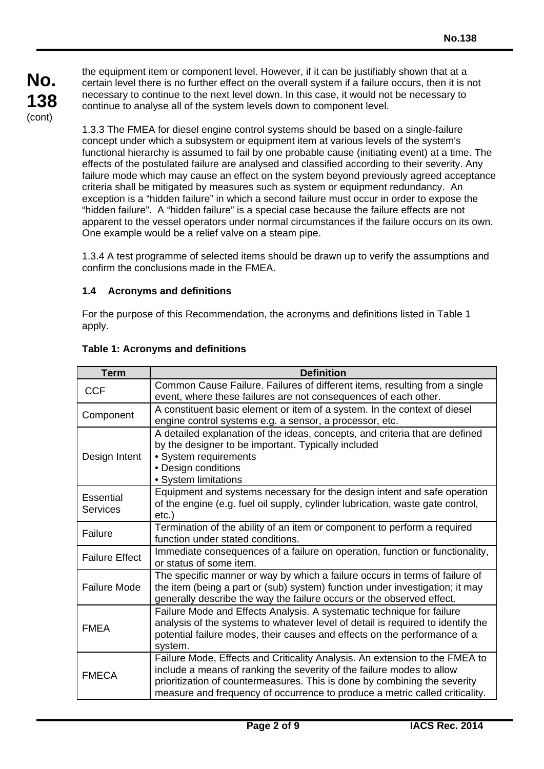the equipment item or component level. However, if it can be justifiably shown that at a certain level there is no further effect on the overall system if a failure occurs, then it is not necessary to continue to the next level down. In this case, it would not be necessary to continue to analyse all of the system levels down to component level.

1.3.3 The FMEA for diesel engine control systems should be based on a single-failure concept under which a subsystem or equipment item at various levels of the system's functional hierarchy is assumed to fail by one probable cause (initiating event) at a time. The effects of the postulated failure are analysed and classified according to their severity. Any failure mode which may cause an effect on the system beyond previously agreed acceptance criteria shall be mitigated by measures such as system or equipment redundancy. An exception is a "hidden failure" in which a second failure must occur in order to expose the "hidden failure". A "hidden failure" is a special case because the failure effects are not apparent to the vessel operators under normal circumstances if the failure occurs on its own. One example would be a relief valve on a steam pipe.

1.3.4 A test programme of selected items should be drawn up to verify the assumptions and confirm the conclusions made in the FMEA.

### 1.4 Acronyms and definitions

For the purpose of this Recommendation, the acronyms and definitions listed in Table 1 apply.

**Table 1: Acronyms and definitions**

| Term | Definition |
|---|---|
| CCF | Common Cause Failure. Failures of different items, resulting from a single event, where these failures are not consequences of each other. |
| Component | A constituent basic element or item of a system. In the context of diesel engine control systems e.g. a sensor, a processor, etc. |
| Design Intent | A detailed explanation of the ideas, concepts, and criteria that are defined by the designer to be important. Typically included<br>• System requirements<br>• Design conditions<br>• System limitations |
| Essential Services | Equipment and systems necessary for the design intent and safe operation of the engine (e.g. fuel oil supply, cylinder lubrication, waste gate control, etc.) |
| Failure | Termination of the ability of an item or component to perform a required function under stated conditions. |
| Failure Effect | Immediate consequences of a failure on operation, function or functionality, or status of some item. |
| Failure Mode | The specific manner or way by which a failure occurs in terms of failure of the item (being a part or (sub) system) function under investigation; it may generally describe the way the failure occurs or the observed effect. |
| FMEA | Failure Mode and Effects Analysis. A systematic technique for failure analysis of the systems to whatever level of detail is required to identify the potential failure modes, their causes and effects on the performance of a system. |
| FMECA | Failure Mode, Effects and Criticality Analysis. An extension to the FMEA to include a means of ranking the severity of the failure modes to allow prioritization of countermeasures. This is done by combining the severity measure and frequency of occurrence to produce a metric called criticality. |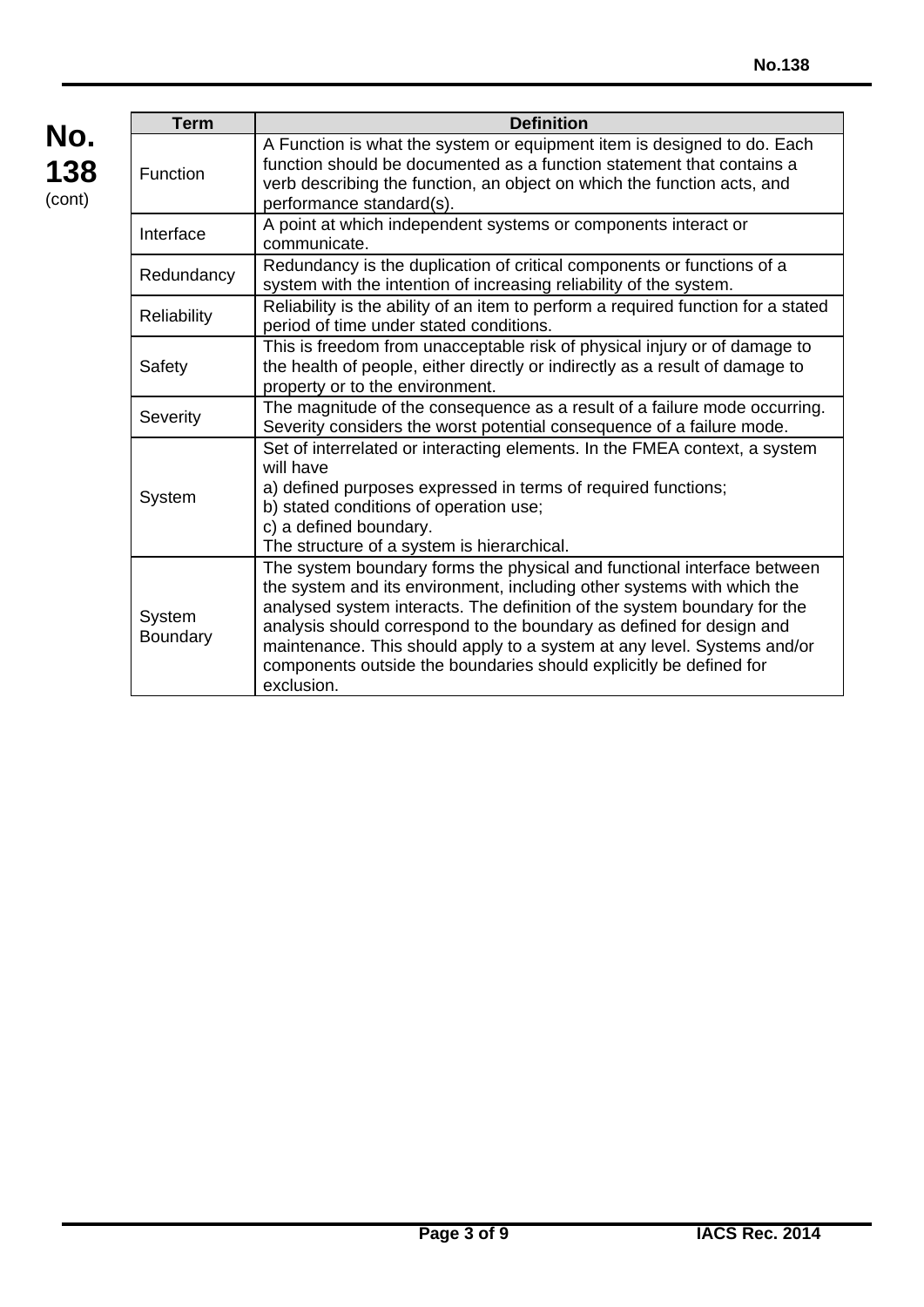| Term | Definition |
|---|---|
| Function | A Function is what the system or equipment item is designed to do. Each function should be documented as a function statement that contains a verb describing the function, an object on which the function acts, and performance standard(s). |
| Interface | A point at which independent systems or components interact or communicate. |
| Redundancy | Redundancy is the duplication of critical components or functions of a system with the intention of increasing reliability of the system. |
| Reliability | Reliability is the ability of an item to perform a required function for a stated period of time under stated conditions. |
| Safety | This is freedom from unacceptable risk of physical injury or of damage to the health of people, either directly or indirectly as a result of damage to property or to the environment. |
| Severity | The magnitude of the consequence as a result of a failure mode occurring. Severity considers the worst potential consequence of a failure mode. |
| System | Set of interrelated or interacting elements. In the FMEA context, a system will have<br>a) defined purposes expressed in terms of required functions;<br>b) stated conditions of operation use;<br>c) a defined boundary.<br>The structure of a system is hierarchical. |
| System Boundary | The system boundary forms the physical and functional interface between the system and its environment, including other systems with which the analysed system interacts. The definition of the system boundary for the analysis should correspond to the boundary as defined for design and maintenance. This should apply to a system at any level. Systems and/or components outside the boundaries should explicitly be defined for exclusion. |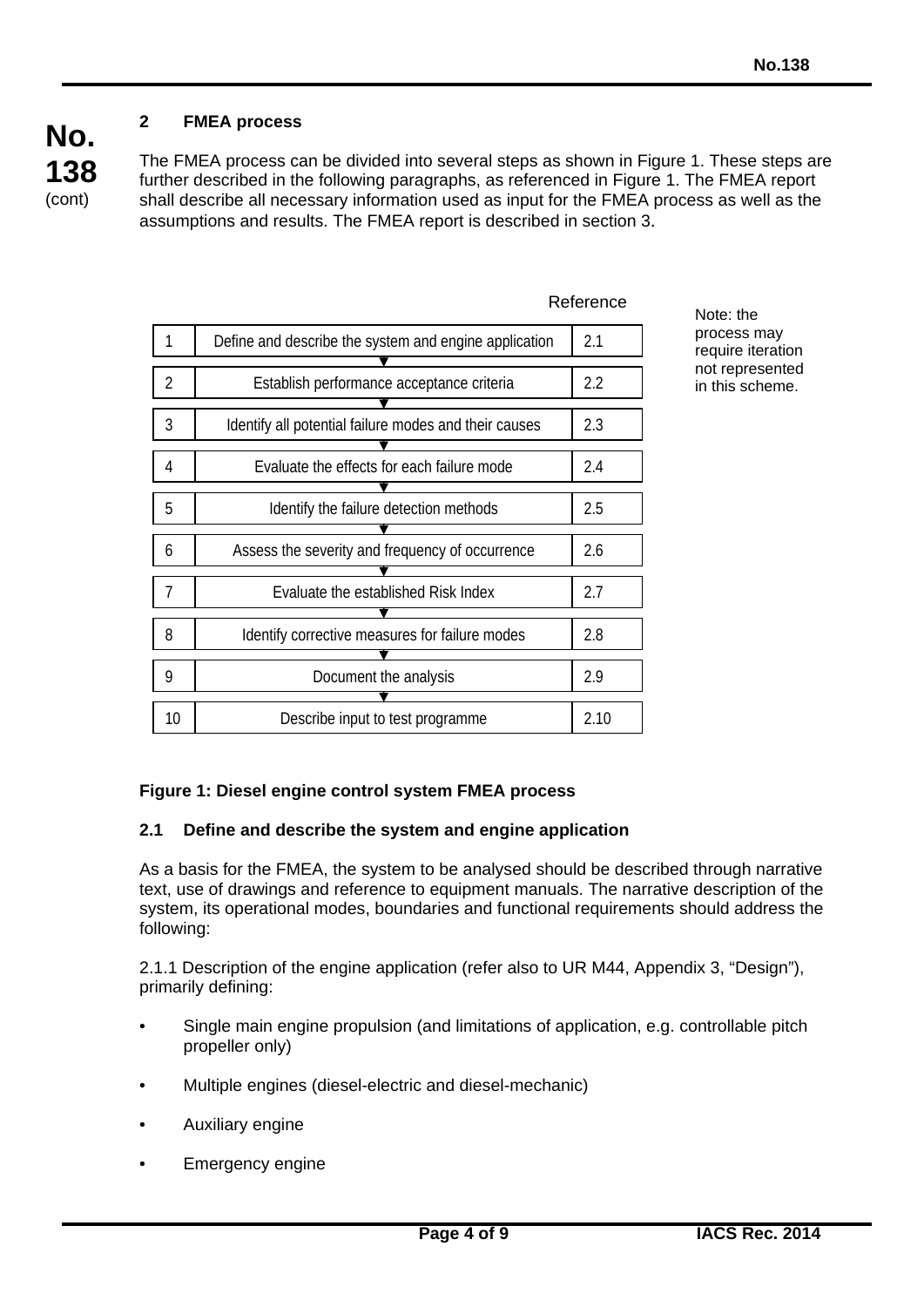## 2 FMEA process

The FMEA process can be divided into several steps as shown in Figure 1. These steps are further described in the following paragraphs, as referenced in Figure 1. The FMEA report shall describe all necessary information used as input for the FMEA process as well as the assumptions and results. The FMEA report is described in section 3.

| Step | | Reference |
|---|---|---|
| 1 | Define and describe the system and engine application | 2.1 |
| 2 | Establish performance acceptance criteria | 2.2 |
| 3 | Identify all potential failure modes and their causes | 2.3 |
| 4 | Evaluate the effects for each failure mode | 2.4 |
| 5 | Identify the failure detection methods | 2.5 |
| 6 | Assess the severity and frequency of occurrence | 2.6 |
| 7 | Evaluate the established Risk Index | 2.7 |
| 8 | Identify corrective measures for failure modes | 2.8 |
| 9 | Document the analysis | 2.9 |
| 10 | Describe input to test programme | 2.10 |

Note: the process may require iteration not represented in this scheme.

**Figure 1: Diesel engine control system FMEA process**

### 2.1 Define and describe the system and engine application

As a basis for the FMEA, the system to be analysed should be described through narrative text, use of drawings and reference to equipment manuals. The narrative description of the system, its operational modes, boundaries and functional requirements should address the following:

2.1.1 Description of the engine application (refer also to UR M44, Appendix 3, "Design"), primarily defining:

- Single main engine propulsion (and limitations of application, e.g. controllable pitch propeller only)
- Multiple engines (diesel-electric and diesel-mechanic)
- Auxiliary engine
- Emergency engine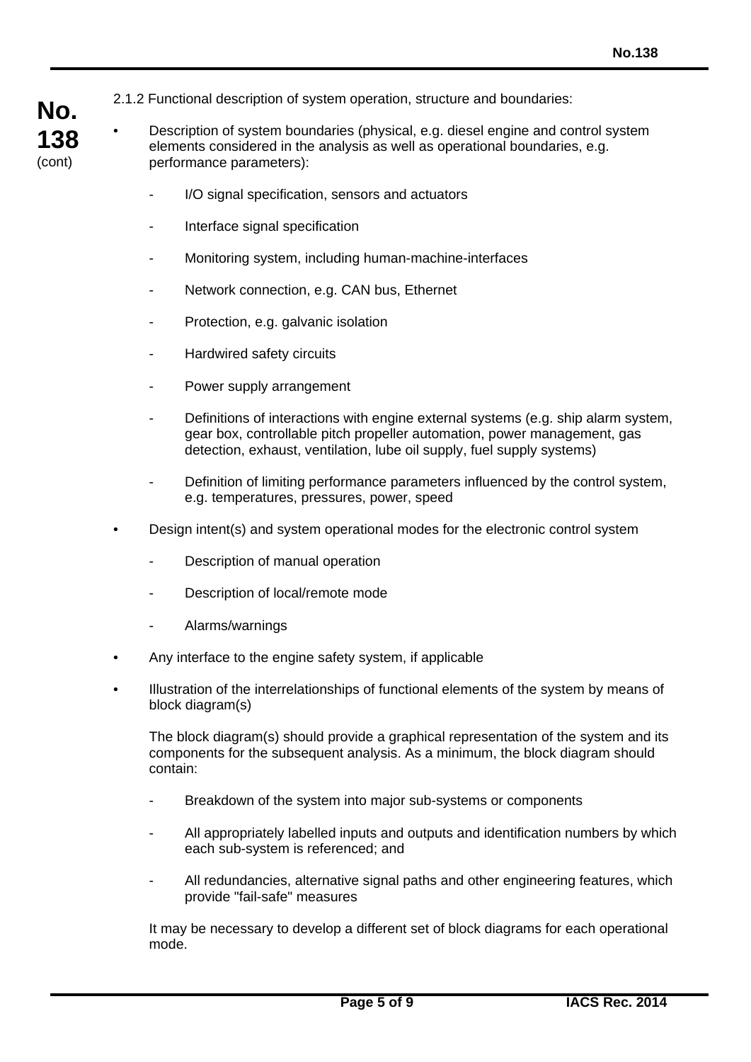2.1.2 Functional description of system operation, structure and boundaries:

- Description of system boundaries (physical, e.g. diesel engine and control system elements considered in the analysis as well as operational boundaries, e.g. performance parameters):
  - I/O signal specification, sensors and actuators
  - Interface signal specification
  - Monitoring system, including human-machine-interfaces
  - Network connection, e.g. CAN bus, Ethernet
  - Protection, e.g. galvanic isolation
  - Hardwired safety circuits
  - Power supply arrangement
  - Definitions of interactions with engine external systems (e.g. ship alarm system, gear box, controllable pitch propeller automation, power management, gas detection, exhaust, ventilation, lube oil supply, fuel supply systems)
  - Definition of limiting performance parameters influenced by the control system, e.g. temperatures, pressures, power, speed
- Design intent(s) and system operational modes for the electronic control system
  - Description of manual operation
  - Description of local/remote mode
  - Alarms/warnings
- Any interface to the engine safety system, if applicable
- Illustration of the interrelationships of functional elements of the system by means of block diagram(s)

  The block diagram(s) should provide a graphical representation of the system and its components for the subsequent analysis. As a minimum, the block diagram should contain:

  - Breakdown of the system into major sub-systems or components
  - All appropriately labelled inputs and outputs and identification numbers by which each sub-system is referenced; and
  - All redundancies, alternative signal paths and other engineering features, which provide "fail-safe" measures

  It may be necessary to develop a different set of block diagrams for each operational mode.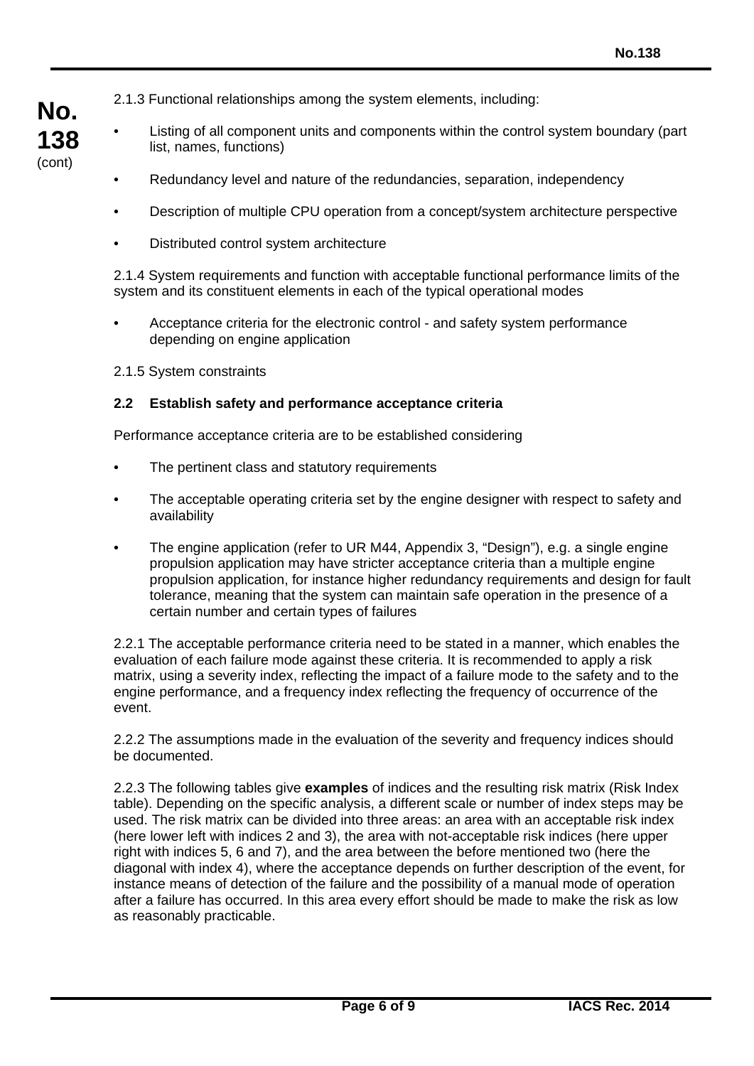2.1.3 Functional relationships among the system elements, including:

- Listing of all component units and components within the control system boundary (part list, names, functions)
- Redundancy level and nature of the redundancies, separation, independency
- Description of multiple CPU operation from a concept/system architecture perspective
- Distributed control system architecture

2.1.4 System requirements and function with acceptable functional performance limits of the system and its constituent elements in each of the typical operational modes

- Acceptance criteria for the electronic control - and safety system performance depending on engine application

2.1.5 System constraints

### 2.2 Establish safety and performance acceptance criteria

Performance acceptance criteria are to be established considering

- The pertinent class and statutory requirements
- The acceptable operating criteria set by the engine designer with respect to safety and availability
- The engine application (refer to UR M44, Appendix 3, "Design"), e.g. a single engine propulsion application may have stricter acceptance criteria than a multiple engine propulsion application, for instance higher redundancy requirements and design for fault tolerance, meaning that the system can maintain safe operation in the presence of a certain number and certain types of failures

2.2.1 The acceptable performance criteria need to be stated in a manner, which enables the evaluation of each failure mode against these criteria. It is recommended to apply a risk matrix, using a severity index, reflecting the impact of a failure mode to the safety and to the engine performance, and a frequency index reflecting the frequency of occurrence of the event.

2.2.2 The assumptions made in the evaluation of the severity and frequency indices should be documented.

2.2.3 The following tables give **examples** of indices and the resulting risk matrix (Risk Index table). Depending on the specific analysis, a different scale or number of index steps may be used. The risk matrix can be divided into three areas: an area with an acceptable risk index (here lower left with indices 2 and 3), the area with not-acceptable risk indices (here upper right with indices 5, 6 and 7), and the area between the before mentioned two (here the diagonal with index 4), where the acceptance depends on further description of the event, for instance means of detection of the failure and the possibility of a manual mode of operation after a failure has occurred. In this area every effort should be made to make the risk as low as reasonably practicable.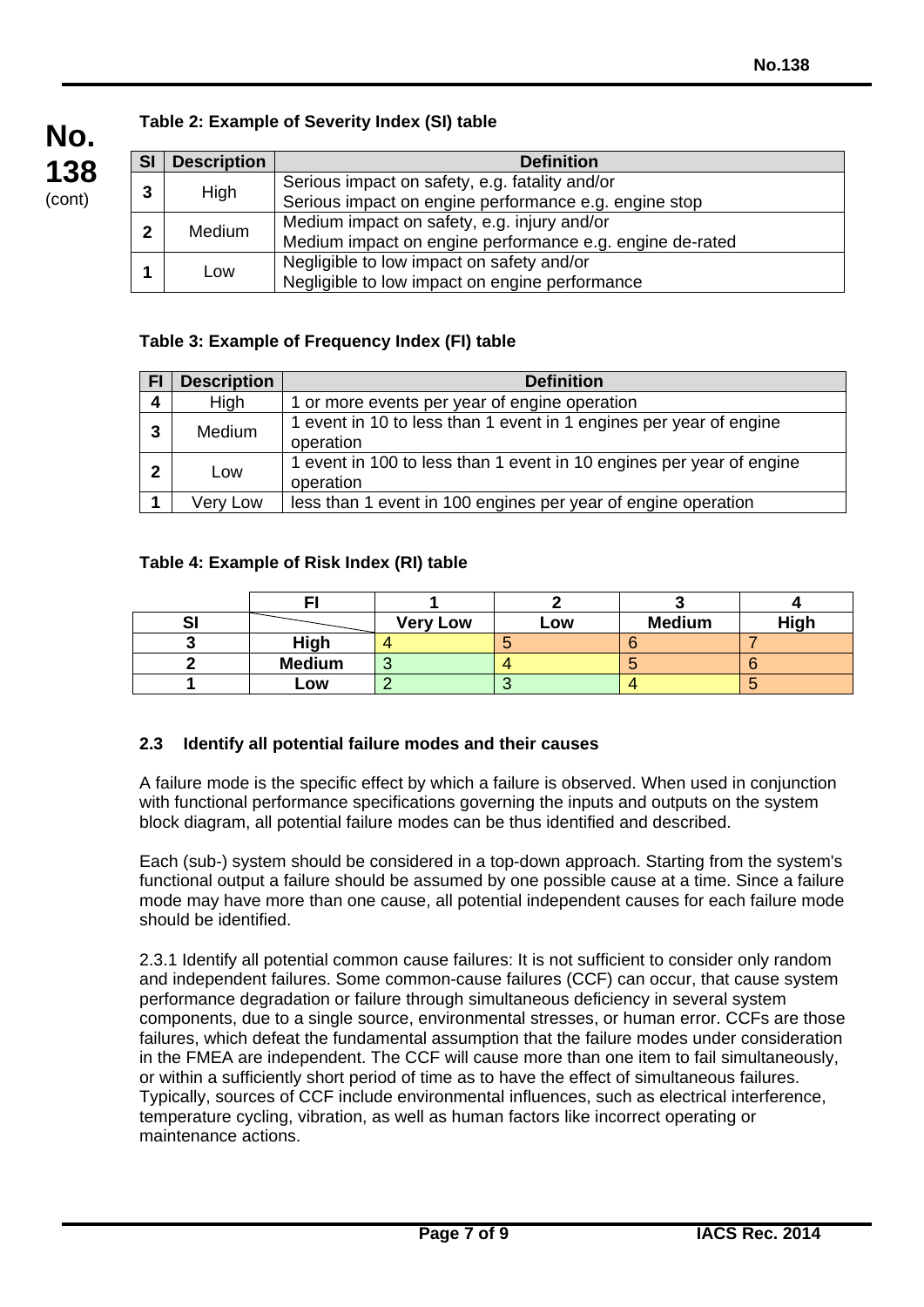**Table 2: Example of Severity Index (SI) table**

| SI | Description | Definition |
|---|---|---|
| 3 | High | Serious impact on safety, e.g. fatality and/or<br>Serious impact on engine performance e.g. engine stop |
| 2 | Medium | Medium impact on safety, e.g. injury and/or<br>Medium impact on engine performance e.g. engine de-rated |
| 1 | Low | Negligible to low impact on safety and/or<br>Negligible to low impact on engine performance |

**Table 3: Example of Frequency Index (FI) table**

| FI | Description | Definition |
|---|---|---|
| 4 | High | 1 or more events per year of engine operation |
| 3 | Medium | 1 event in 10 to less than 1 event in 1 engines per year of engine operation |
| 2 | Low | 1 event in 100 to less than 1 event in 10 engines per year of engine operation |
| 1 | Very Low | less than 1 event in 100 engines per year of engine operation |

**Table 4: Example of Risk Index (RI) table**

| | FI | 1 | 2 | 3 | 4 |
|---|---|---|---|---|---|
| SI | | Very Low | Low | Medium | High |
| 3 | High | 4 | 5 | 6 | 7 |
| 2 | Medium | 3 | 4 | 5 | 6 |
| 1 | Low | 2 | 3 | 4 | 5 |

### 2.3 Identify all potential failure modes and their causes

A failure mode is the specific effect by which a failure is observed. When used in conjunction with functional performance specifications governing the inputs and outputs on the system block diagram, all potential failure modes can be thus identified and described.

Each (sub-) system should be considered in a top-down approach. Starting from the system's functional output a failure should be assumed by one possible cause at a time. Since a failure mode may have more than one cause, all potential independent causes for each failure mode should be identified.

2.3.1 Identify all potential common cause failures: It is not sufficient to consider only random and independent failures. Some common-cause failures (CCF) can occur, that cause system performance degradation or failure through simultaneous deficiency in several system components, due to a single source, environmental stresses, or human error. CCFs are those failures, which defeat the fundamental assumption that the failure modes under consideration in the FMEA are independent. The CCF will cause more than one item to fail simultaneously, or within a sufficiently short period of time as to have the effect of simultaneous failures. Typically, sources of CCF include environmental influences, such as electrical interference, temperature cycling, vibration, as well as human factors like incorrect operating or maintenance actions.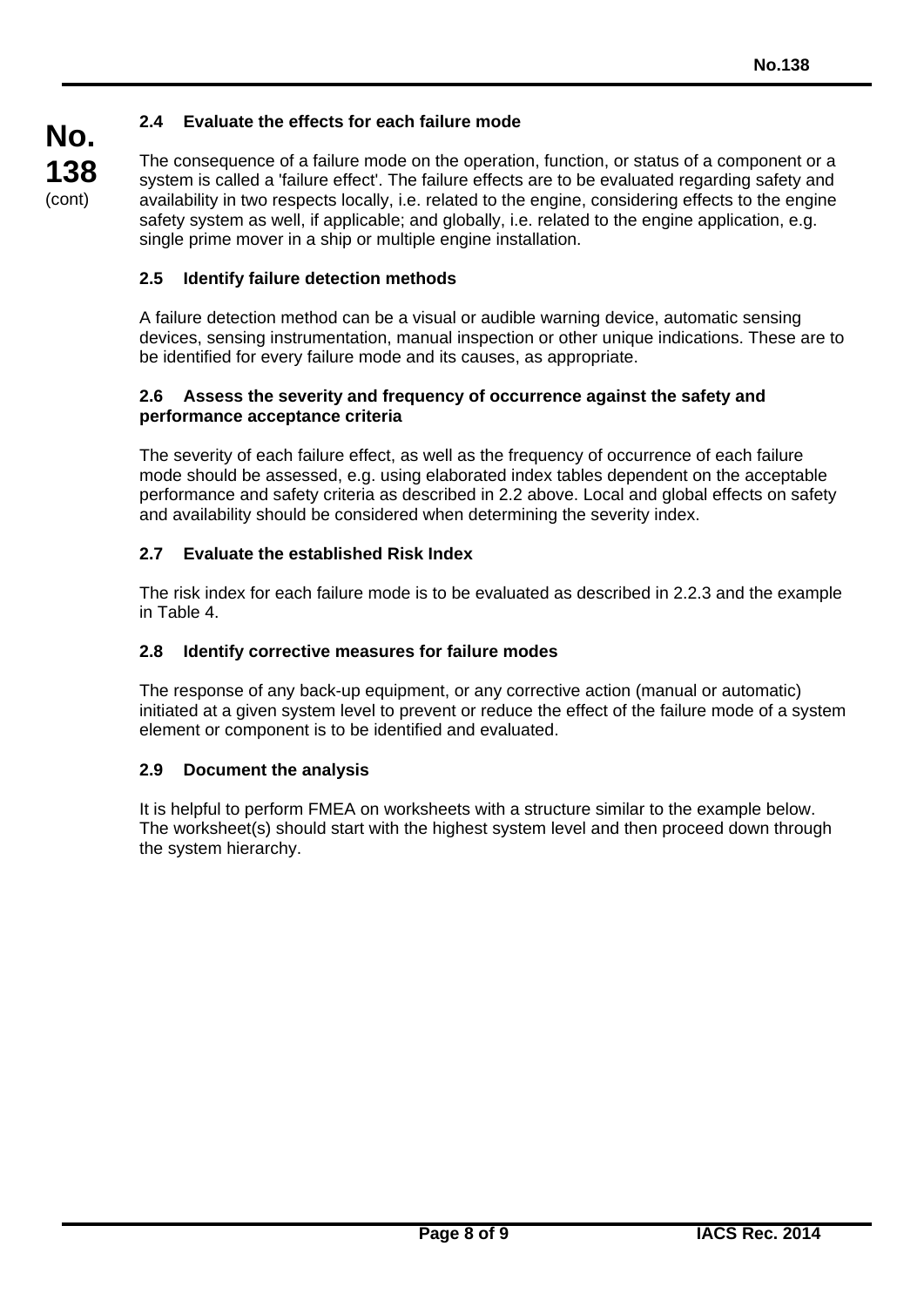### 2.4 Evaluate the effects for each failure mode

The consequence of a failure mode on the operation, function, or status of a component or a system is called a 'failure effect'. The failure effects are to be evaluated regarding safety and availability in two respects locally, i.e. related to the engine, considering effects to the engine safety system as well, if applicable; and globally, i.e. related to the engine application, e.g. single prime mover in a ship or multiple engine installation.

### 2.5 Identify failure detection methods

A failure detection method can be a visual or audible warning device, automatic sensing devices, sensing instrumentation, manual inspection or other unique indications. These are to be identified for every failure mode and its causes, as appropriate.

### 2.6 Assess the severity and frequency of occurrence against the safety and performance acceptance criteria

The severity of each failure effect, as well as the frequency of occurrence of each failure mode should be assessed, e.g. using elaborated index tables dependent on the acceptable performance and safety criteria as described in 2.2 above. Local and global effects on safety and availability should be considered when determining the severity index.

### 2.7 Evaluate the established Risk Index

The risk index for each failure mode is to be evaluated as described in 2.2.3 and the example in Table 4.

### 2.8 Identify corrective measures for failure modes

The response of any back-up equipment, or any corrective action (manual or automatic) initiated at a given system level to prevent or reduce the effect of the failure mode of a system element or component is to be identified and evaluated.

### 2.9 Document the analysis

It is helpful to perform FMEA on worksheets with a structure similar to the example below. The worksheet(s) should start with the highest system level and then proceed down through the system hierarchy.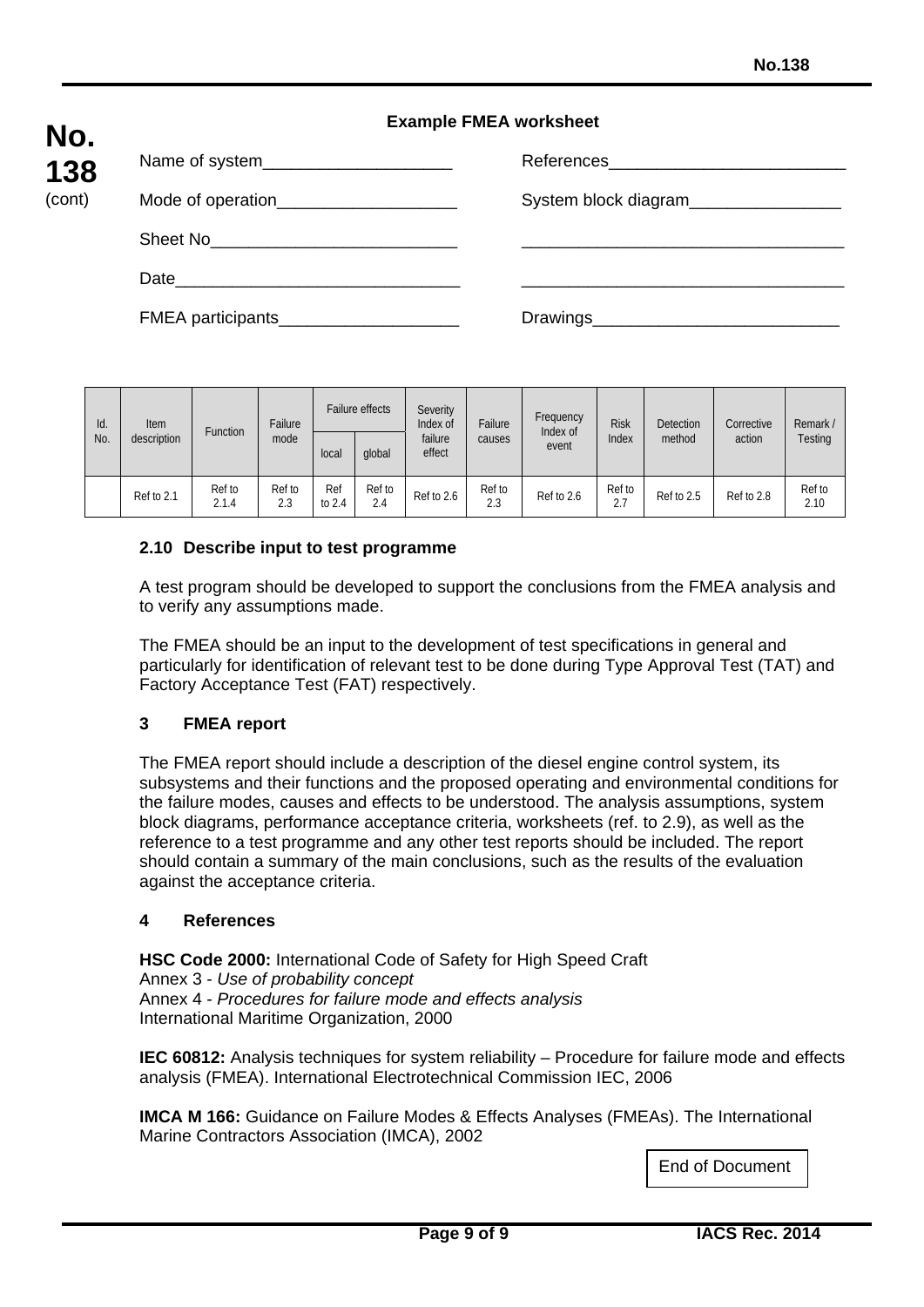**Example FMEA worksheet**

Name of system____________________ References_________________________

Mode of operation___________________ System block diagram________________

Sheet No__________________________ __________________________________

Date______________________________ __________________________________

FMEA participants___________________ Drawings__________________________

| Id. No. | Item description | Function | Failure mode | Failure effects | | Severity Index of failure effect | Failure causes | Frequency Index of event | Risk Index | Detection method | Corrective action | Remark / Testing |
|---|---|---|---|---|---|---|---|---|---|---|---|---|
| | | | | local | global | | | | | | | |
| | Ref to 2.1 | Ref to 2.1.4 | Ref to 2.3 | Ref to 2.4 | Ref to 2.4 | Ref to 2.6 | Ref to 2.3 | Ref to 2.6 | Ref to 2.7 | Ref to 2.5 | Ref to 2.8 | Ref to 2.10 |

### 2.10 Describe input to test programme

A test program should be developed to support the conclusions from the FMEA analysis and to verify any assumptions made.

The FMEA should be an input to the development of test specifications in general and particularly for identification of relevant test to be done during Type Approval Test (TAT) and Factory Acceptance Test (FAT) respectively.

## 3 FMEA report

The FMEA report should include a description of the diesel engine control system, its subsystems and their functions and the proposed operating and environmental conditions for the failure modes, causes and effects to be understood. The analysis assumptions, system block diagrams, performance acceptance criteria, worksheets (ref. to 2.9), as well as the reference to a test programme and any other test reports should be included. The report should contain a summary of the main conclusions, such as the results of the evaluation against the acceptance criteria.

## 4 References

**HSC Code 2000:** International Code of Safety for High Speed Craft
Annex 3 - *Use of probability concept*
Annex 4 - *Procedures for failure mode and effects analysis*
International Maritime Organization, 2000

**IEC 60812:** Analysis techniques for system reliability – Procedure for failure mode and effects analysis (FMEA). International Electrotechnical Commission IEC, 2006

**IMCA M 166:** Guidance on Failure Modes & Effects Analyses (FMEAs). The International Marine Contractors Association (IMCA), 2002

End of Document